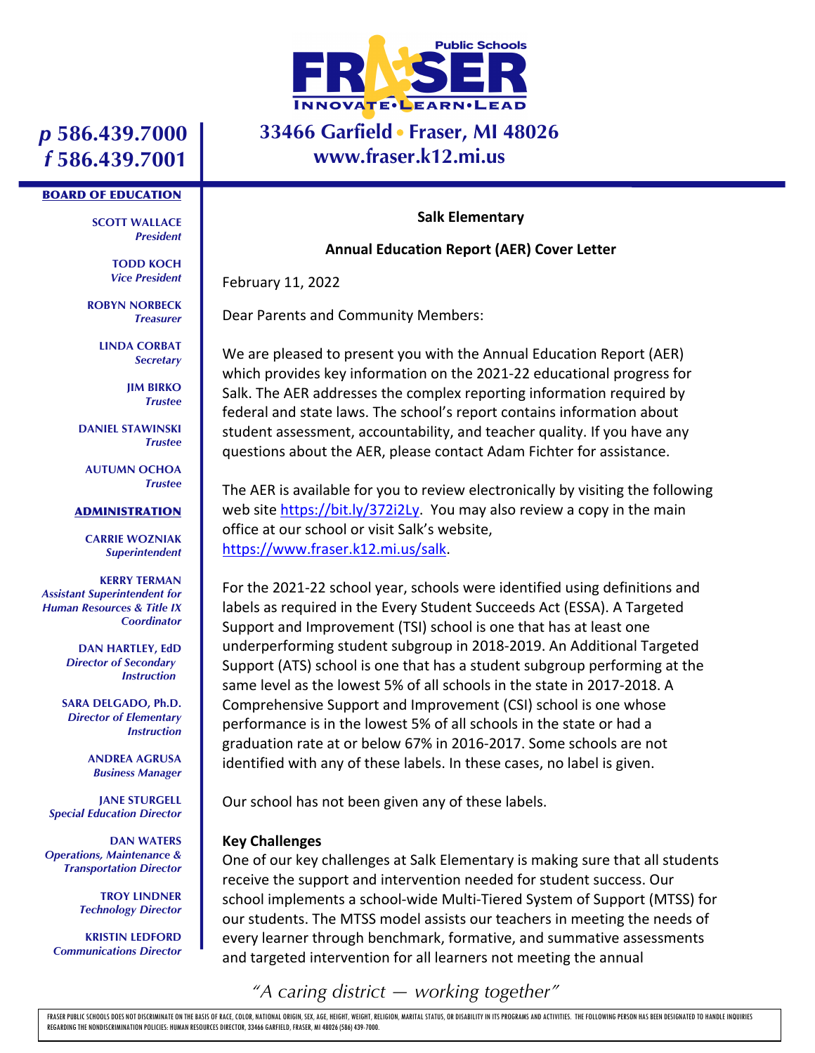Public Schools

# FRASER

INNOVATE•LEARN•LEAD

**33466 Garfield • Fraser, MI 48026**
**www.fraser.k12.mi.us**

***p*** **586.439.7000**
***f*** **586.439.7001**

**BOARD OF EDUCATION**

**SCOTT WALLACE**
*President*

**TODD KOCH**
*Vice President*

**ROBYN NORBECK**
*Treasurer*

**LINDA CORBAT**
*Secretary*

**JIM BIRKO**
*Trustee*

**DANIEL STAWINSKI**
*Trustee*

**AUTUMN OCHOA**
*Trustee*

**ADMINISTRATION**

**CARRIE WOZNIAK**
*Superintendent*

**KERRY TERMAN**
*Assistant Superintendent for Human Resources & Title IX Coordinator*

**DAN HARTLEY, EdD**
*Director of Secondary Instruction*

**SARA DELGADO, Ph.D.**
*Director of Elementary Instruction*

**ANDREA AGRUSA**
*Business Manager*

**JANE STURGELL**
*Special Education Director*

**DAN WATERS**
*Operations, Maintenance & Transportation Director*

**TROY LINDNER**
*Technology Director*

**KRISTIN LEDFORD**
*Communications Director*

**Salk Elementary**

**Annual Education Report (AER) Cover Letter**

February 11, 2022

Dear Parents and Community Members:

We are pleased to present you with the Annual Education Report (AER) which provides key information on the 2021-22 educational progress for Salk. The AER addresses the complex reporting information required by federal and state laws. The school's report contains information about student assessment, accountability, and teacher quality. If you have any questions about the AER, please contact Adam Fichter for assistance.

The AER is available for you to review electronically by visiting the following web site https://bit.ly/372i2Ly. You may also review a copy in the main office at our school or visit Salk's website, https://www.fraser.k12.mi.us/salk.

For the 2021-22 school year, schools were identified using definitions and labels as required in the Every Student Succeeds Act (ESSA). A Targeted Support and Improvement (TSI) school is one that has at least one underperforming student subgroup in 2018-2019. An Additional Targeted Support (ATS) school is one that has a student subgroup performing at the same level as the lowest 5% of all schools in the state in 2017-2018. A Comprehensive Support and Improvement (CSI) school is one whose performance is in the lowest 5% of all schools in the state or had a graduation rate at or below 67% in 2016-2017. Some schools are not identified with any of these labels. In these cases, no label is given.

Our school has not been given any of these labels.

**Key Challenges**

One of our key challenges at Salk Elementary is making sure that all students receive the support and intervention needed for student success. Our school implements a school-wide Multi-Tiered System of Support (MTSS) for our students. The MTSS model assists our teachers in meeting the needs of every learner through benchmark, formative, and summative assessments and targeted intervention for all learners not meeting the annual

*"A caring district — working together"*

FRASER PUBLIC SCHOOLS DOES NOT DISCRIMINATE ON THE BASIS OF RACE, COLOR, NATIONAL ORIGIN, SEX, AGE, HEIGHT, WEIGHT, RELIGION, MARITAL STATUS, OR DISABILITY IN ITS PROGRAMS AND ACTIVITIES. THE FOLLOWING PERSON HAS BEEN DESIGNATED TO HANDLE INQUIRIES REGARDING THE NONDISCRIMINATION POLICIES: HUMAN RESOURCES DIRECTOR, 33466 GARFIELD, FRASER, MI 48026 (586) 439-7000.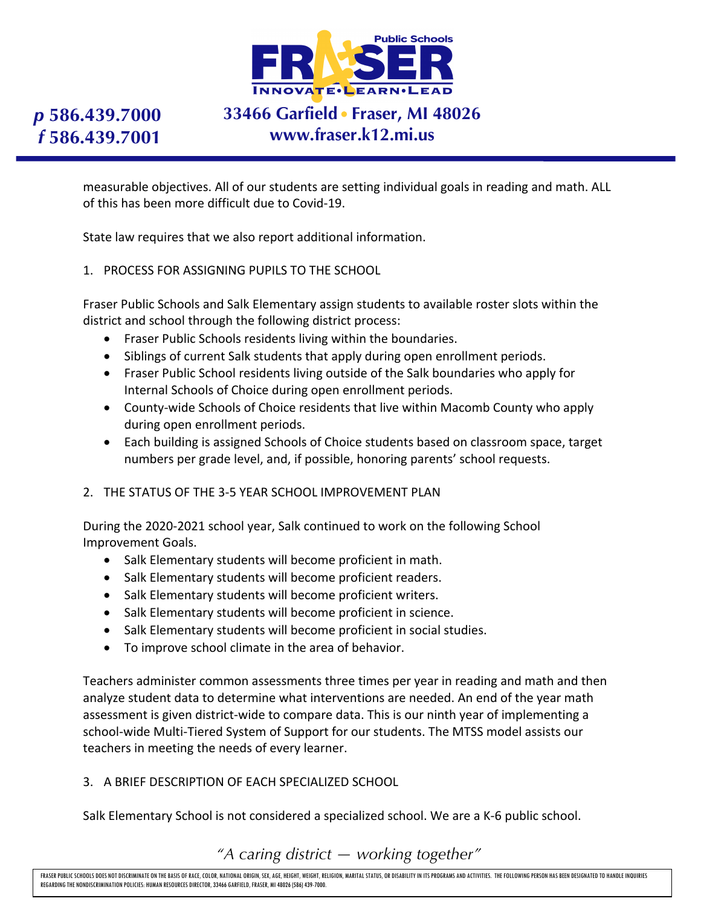measurable objectives. All of our students are setting individual goals in reading and math. ALL of this has been more difficult due to Covid-19.

State law requires that we also report additional information.

1. PROCESS FOR ASSIGNING PUPILS TO THE SCHOOL

Fraser Public Schools and Salk Elementary assign students to available roster slots within the district and school through the following district process:

- Fraser Public Schools residents living within the boundaries.
- Siblings of current Salk students that apply during open enrollment periods.
- Fraser Public School residents living outside of the Salk boundaries who apply for Internal Schools of Choice during open enrollment periods.
- County-wide Schools of Choice residents that live within Macomb County who apply during open enrollment periods.
- Each building is assigned Schools of Choice students based on classroom space, target numbers per grade level, and, if possible, honoring parents' school requests.

2. THE STATUS OF THE 3-5 YEAR SCHOOL IMPROVEMENT PLAN

During the 2020-2021 school year, Salk continued to work on the following School Improvement Goals.

- Salk Elementary students will become proficient in math.
- Salk Elementary students will become proficient readers.
- Salk Elementary students will become proficient writers.
- Salk Elementary students will become proficient in science.
- Salk Elementary students will become proficient in social studies.
- To improve school climate in the area of behavior.

Teachers administer common assessments three times per year in reading and math and then analyze student data to determine what interventions are needed. An end of the year math assessment is given district-wide to compare data. This is our ninth year of implementing a school-wide Multi-Tiered System of Support for our students. The MTSS model assists our teachers in meeting the needs of every learner.

3. A BRIEF DESCRIPTION OF EACH SPECIALIZED SCHOOL

Salk Elementary School is not considered a specialized school. We are a K-6 public school.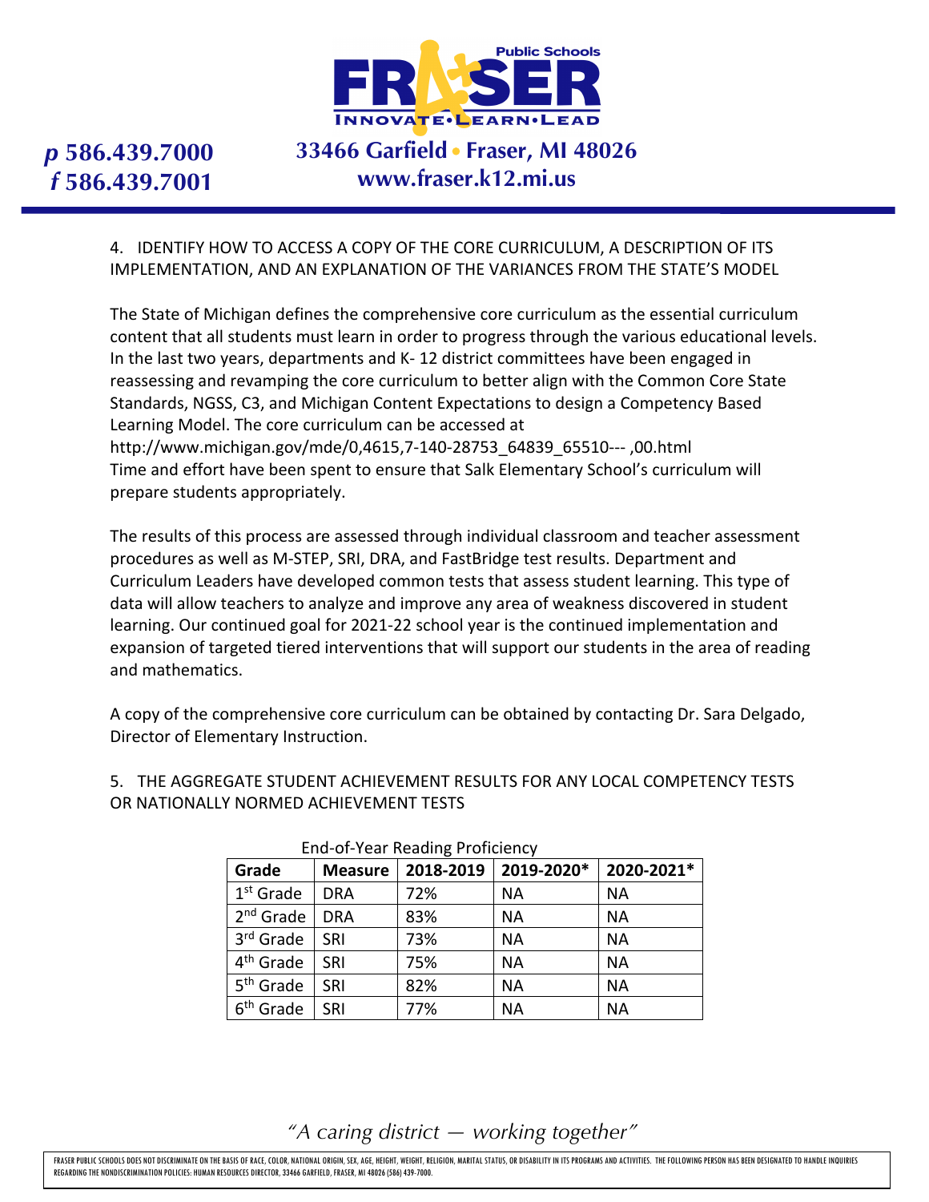4. IDENTIFY HOW TO ACCESS A COPY OF THE CORE CURRICULUM, A DESCRIPTION OF ITS IMPLEMENTATION, AND AN EXPLANATION OF THE VARIANCES FROM THE STATE'S MODEL

The State of Michigan defines the comprehensive core curriculum as the essential curriculum content that all students must learn in order to progress through the various educational levels. In the last two years, departments and K- 12 district committees have been engaged in reassessing and revamping the core curriculum to better align with the Common Core State Standards, NGSS, C3, and Michigan Content Expectations to design a Competency Based Learning Model. The core curriculum can be accessed at http://www.michigan.gov/mde/0,4615,7-140-28753_64839_65510--- ,00.html Time and effort have been spent to ensure that Salk Elementary School's curriculum will prepare students appropriately.

The results of this process are assessed through individual classroom and teacher assessment procedures as well as M-STEP, SRI, DRA, and FastBridge test results. Department and Curriculum Leaders have developed common tests that assess student learning. This type of data will allow teachers to analyze and improve any area of weakness discovered in student learning. Our continued goal for 2021-22 school year is the continued implementation and expansion of targeted tiered interventions that will support our students in the area of reading and mathematics.

A copy of the comprehensive core curriculum can be obtained by contacting Dr. Sara Delgado, Director of Elementary Instruction.

5. THE AGGREGATE STUDENT ACHIEVEMENT RESULTS FOR ANY LOCAL COMPETENCY TESTS OR NATIONALLY NORMED ACHIEVEMENT TESTS

End-of-Year Reading Proficiency

| Grade | Measure | 2018-2019 | 2019-2020* | 2020-2021* |
|---|---|---|---|---|
| 1st Grade | DRA | 72% | NA | NA |
| 2nd Grade | DRA | 83% | NA | NA |
| 3rd Grade | SRI | 73% | NA | NA |
| 4th Grade | SRI | 75% | NA | NA |
| 5th Grade | SRI | 82% | NA | NA |
| 6th Grade | SRI | 77% | NA | NA |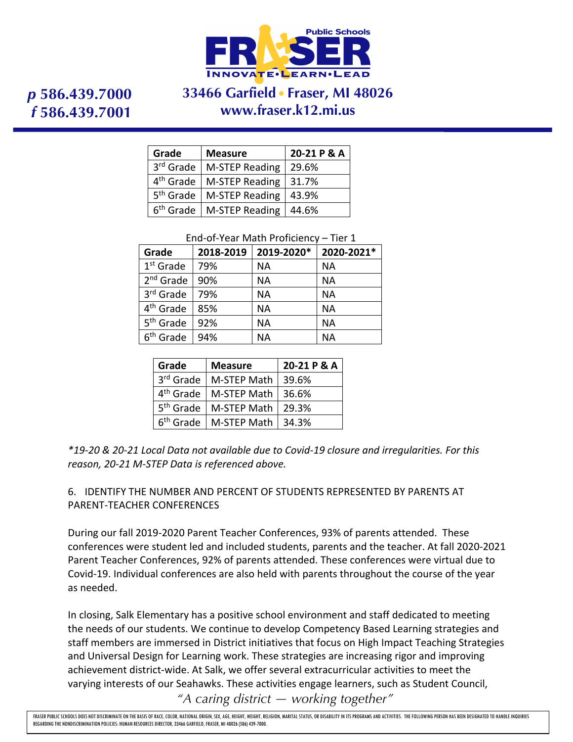| Grade | Measure | 20-21 P & A |
|---|---|---|
| 3rd Grade | M-STEP Reading | 29.6% |
| 4th Grade | M-STEP Reading | 31.7% |
| 5th Grade | M-STEP Reading | 43.9% |
| 6th Grade | M-STEP Reading | 44.6% |

End-of-Year Math Proficiency – Tier 1

| Grade | 2018-2019 | 2019-2020* | 2020-2021* |
|---|---|---|---|
| 1st Grade | 79% | NA | NA |
| 2nd Grade | 90% | NA | NA |
| 3rd Grade | 79% | NA | NA |
| 4th Grade | 85% | NA | NA |
| 5th Grade | 92% | NA | NA |
| 6th Grade | 94% | NA | NA |

| Grade | Measure | 20-21 P & A |
|---|---|---|
| 3rd Grade | M-STEP Math | 39.6% |
| 4th Grade | M-STEP Math | 36.6% |
| 5th Grade | M-STEP Math | 29.3% |
| 6th Grade | M-STEP Math | 34.3% |

*\*19-20 & 20-21 Local Data not available due to Covid-19 closure and irregularities. For this reason, 20-21 M-STEP Data is referenced above.*

6. IDENTIFY THE NUMBER AND PERCENT OF STUDENTS REPRESENTED BY PARENTS AT PARENT-TEACHER CONFERENCES

During our fall 2019-2020 Parent Teacher Conferences, 93% of parents attended. These conferences were student led and included students, parents and the teacher. At fall 2020-2021 Parent Teacher Conferences, 92% of parents attended. These conferences were virtual due to Covid-19. Individual conferences are also held with parents throughout the course of the year as needed.

In closing, Salk Elementary has a positive school environment and staff dedicated to meeting the needs of our students. We continue to develop Competency Based Learning strategies and staff members are immersed in District initiatives that focus on High Impact Teaching Strategies and Universal Design for Learning work. These strategies are increasing rigor and improving achievement district-wide. At Salk, we offer several extracurricular activities to meet the varying interests of our Seahawks. These activities engage learners, such as Student Council,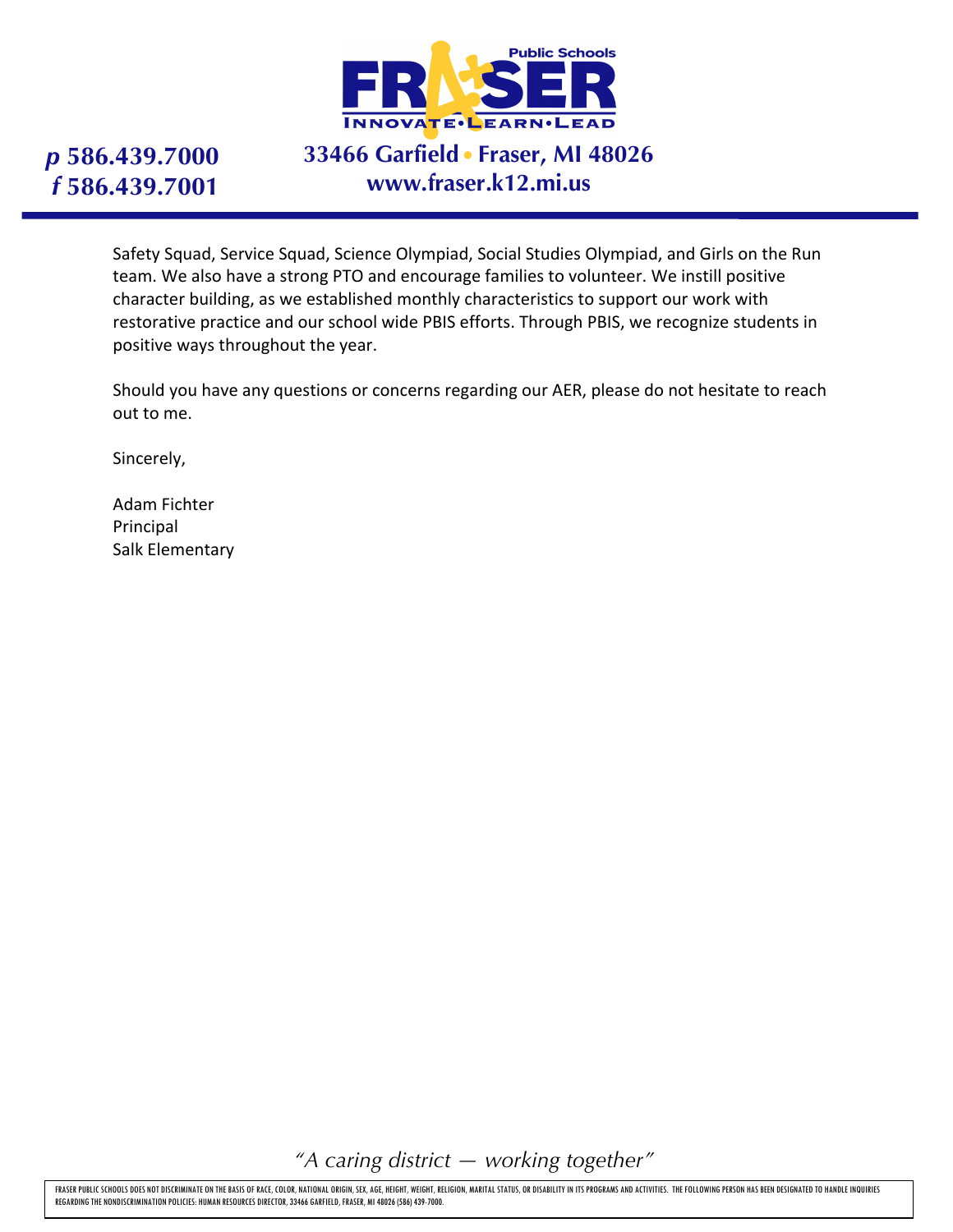Safety Squad, Service Squad, Science Olympiad, Social Studies Olympiad, and Girls on the Run team. We also have a strong PTO and encourage families to volunteer. We instill positive character building, as we established monthly characteristics to support our work with restorative practice and our school wide PBIS efforts. Through PBIS, we recognize students in positive ways throughout the year.

Should you have any questions or concerns regarding our AER, please do not hesitate to reach out to me.

Sincerely,

Adam Fichter
Principal
Salk Elementary